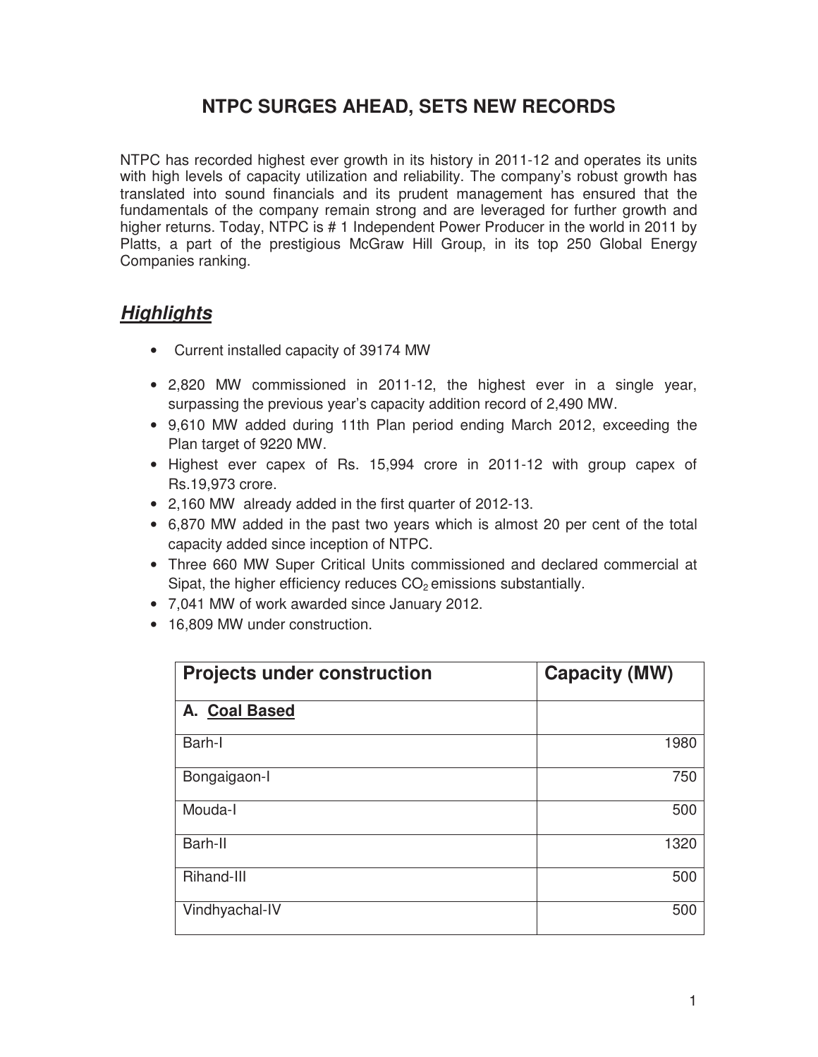# NTPC SURGES AHEAD, SETS NEW RECORDS

NTPC has recorded highest ever growth in its history in 2011-12 and operates its units with high levels of capacity utilization and reliability. The company's robust growth has translated into sound financials and its prudent management has ensured that the fundamentals of the company remain strong and are leveraged for further growth and higher returns. Today, NTPC is # 1 Independent Power Producer in the world in 2011 by Platts, a part of the prestigious McGraw Hill Group, in its top 250 Global Energy Companies ranking.

## ***Highlights***

- Current installed capacity of 39174 MW
- 2,820 MW commissioned in 2011-12, the highest ever in a single year, surpassing the previous year's capacity addition record of 2,490 MW.
- 9,610 MW added during 11th Plan period ending March 2012, exceeding the Plan target of 9220 MW.
- Highest ever capex of Rs. 15,994 crore in 2011-12 with group capex of Rs.19,973 crore.
- 2,160 MW already added in the first quarter of 2012-13.
- 6,870 MW added in the past two years which is almost 20 per cent of the total capacity added since inception of NTPC.
- Three 660 MW Super Critical Units commissioned and declared commercial at Sipat, the higher efficiency reduces $CO_2$ emissions substantially.
- 7,041 MW of work awarded since January 2012.
- 16,809 MW under construction.

| Projects under construction | Capacity (MW) |
|---|---|
| **A. Coal Based** | |
| Barh-I | 1980 |
| Bongaigaon-I | 750 |
| Mouda-I | 500 |
| Barh-II | 1320 |
| Rihand-III | 500 |
| Vindhyachal-IV | 500 |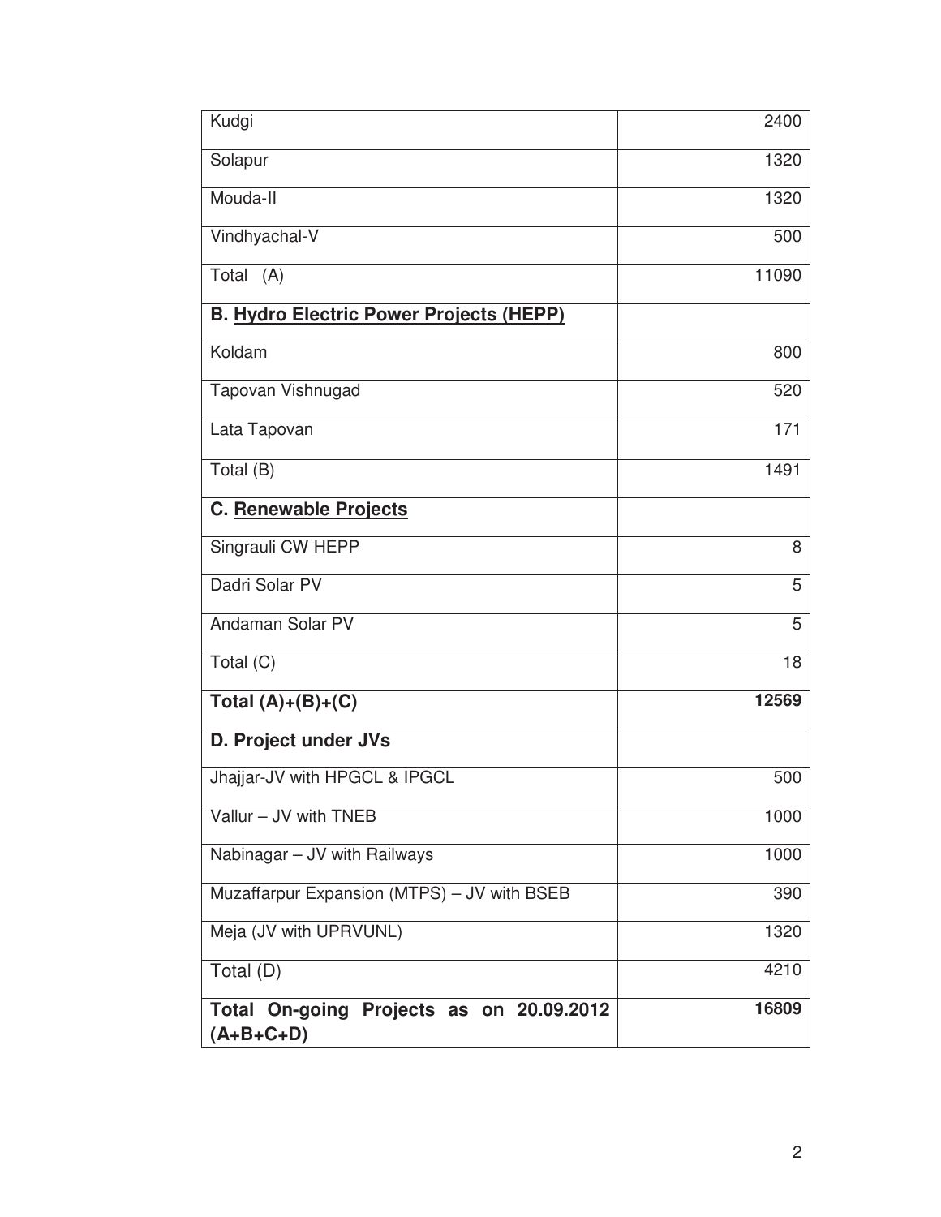| | |
|---|---|
| Kudgi | 2400 |
| Solapur | 1320 |
| Mouda-II | 1320 |
| Vindhyachal-V | 500 |
| Total (A) | 11090 |
| **B. Hydro Electric Power Projects (HEPP)** | |
| Koldam | 800 |
| Tapovan Vishnugad | 520 |
| Lata Tapovan | 171 |
| Total (B) | 1491 |
| **C. Renewable Projects** | |
| Singrauli CW HEPP | 8 |
| Dadri Solar PV | 5 |
| Andaman Solar PV | 5 |
| Total (C) | 18 |
| **Total (A)+(B)+(C)** | **12569** |
| **D. Project under JVs** | |
| Jhajjar-JV with HPGCL & IPGCL | 500 |
| Vallur – JV with TNEB | 1000 |
| Nabinagar – JV with Railways | 1000 |
| Muzaffarpur Expansion (MTPS) – JV with BSEB | 390 |
| Meja (JV with UPRVUNL) | 1320 |
| Total (D) | 4210 |
| **Total On-going Projects as on 20.09.2012 (A+B+C+D)** | **16809** |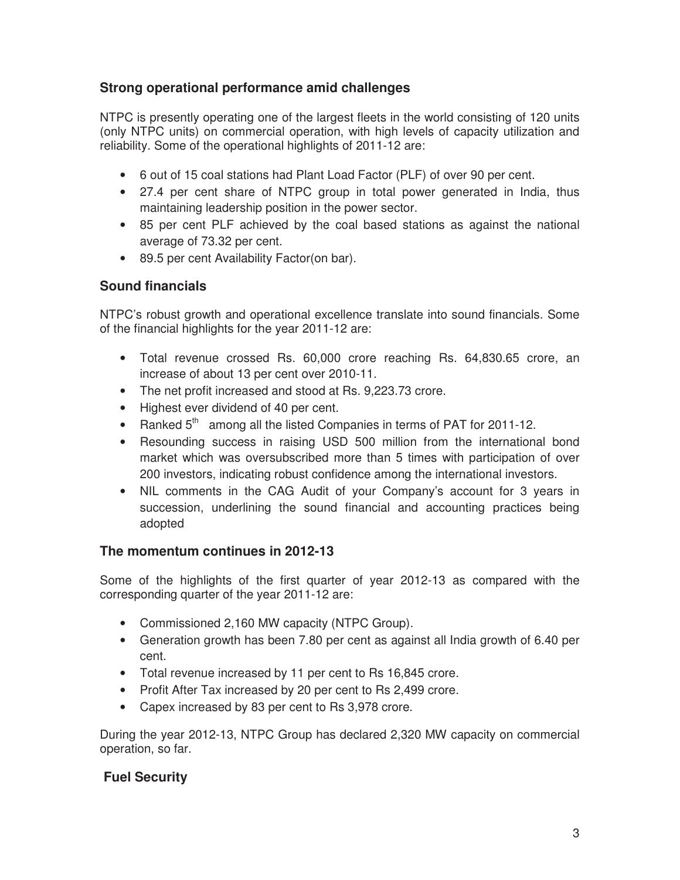## Strong operational performance amid challenges

NTPC is presently operating one of the largest fleets in the world consisting of 120 units (only NTPC units) on commercial operation, with high levels of capacity utilization and reliability. Some of the operational highlights of 2011-12 are:

- 6 out of 15 coal stations had Plant Load Factor (PLF) of over 90 per cent.
- 27.4 per cent share of NTPC group in total power generated in India, thus maintaining leadership position in the power sector.
- 85 per cent PLF achieved by the coal based stations as against the national average of 73.32 per cent.
- 89.5 per cent Availability Factor(on bar).

## Sound financials

NTPC's robust growth and operational excellence translate into sound financials. Some of the financial highlights for the year 2011-12 are:

- Total revenue crossed Rs. 60,000 crore reaching Rs. 64,830.65 crore, an increase of about 13 per cent over 2010-11.
- The net profit increased and stood at Rs. 9,223.73 crore.
- Highest ever dividend of 40 per cent.
- Ranked 5th among all the listed Companies in terms of PAT for 2011-12.
- Resounding success in raising USD 500 million from the international bond market which was oversubscribed more than 5 times with participation of over 200 investors, indicating robust confidence among the international investors.
- NIL comments in the CAG Audit of your Company's account for 3 years in succession, underlining the sound financial and accounting practices being adopted

## The momentum continues in 2012-13

Some of the highlights of the first quarter of year 2012-13 as compared with the corresponding quarter of the year 2011-12 are:

- Commissioned 2,160 MW capacity (NTPC Group).
- Generation growth has been 7.80 per cent as against all India growth of 6.40 per cent.
- Total revenue increased by 11 per cent to Rs 16,845 crore.
- Profit After Tax increased by 20 per cent to Rs 2,499 crore.
- Capex increased by 83 per cent to Rs 3,978 crore.

During the year 2012-13, NTPC Group has declared 2,320 MW capacity on commercial operation, so far.

## Fuel Security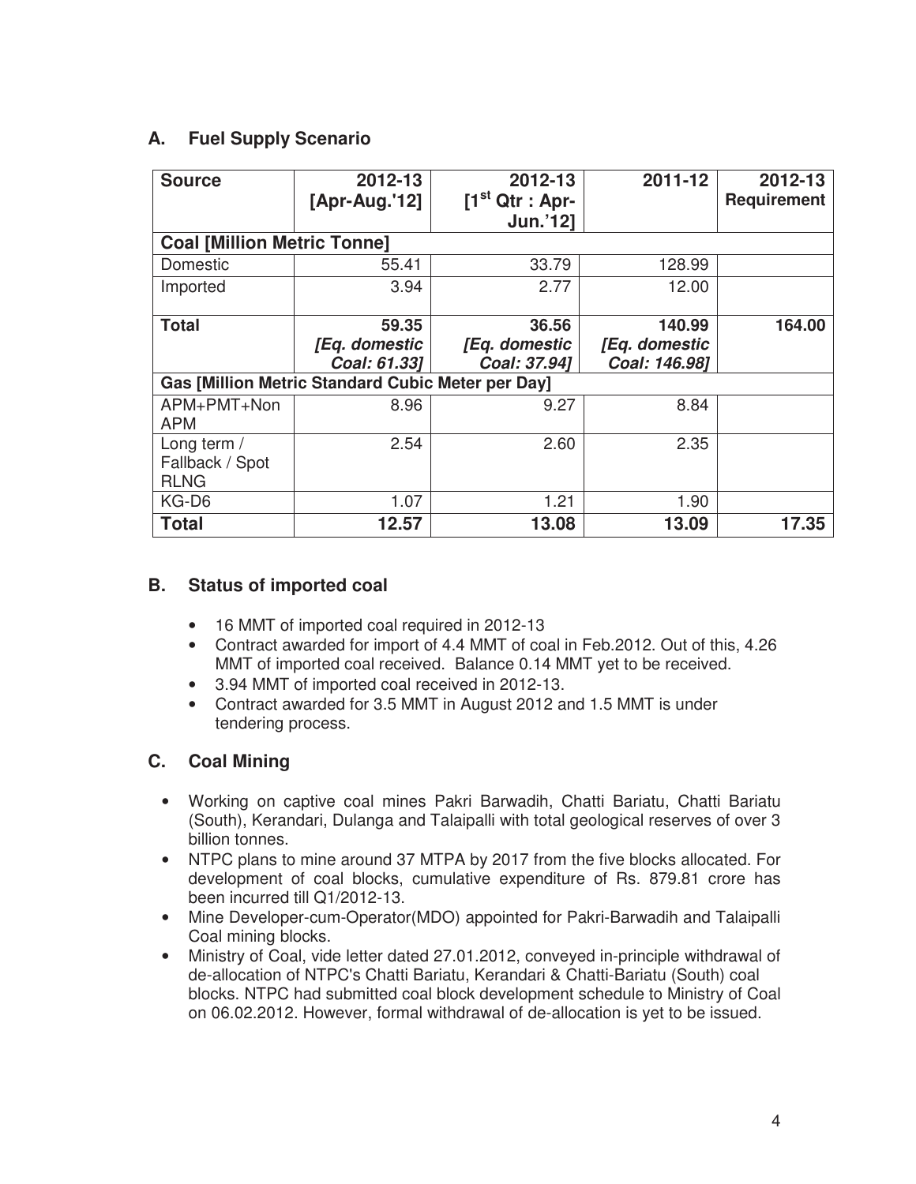## A. Fuel Supply Scenario

| Source | 2012-13 [Apr-Aug.'12] | 2012-13 [1st Qtr : Apr-Jun.'12] | 2011-12 | 2012-13 Requirement |
|---|---|---|---|---|
| **Coal [Million Metric Tonne]** | | | | |
| Domestic | 55.41 | 33.79 | 128.99 | |
| Imported | 3.94 | 2.77 | 12.00 | |
| **Total** | **59.35** ***[Eq. domestic Coal: 61.33]*** | **36.56** ***[Eq. domestic Coal: 37.94]*** | **140.99** ***[Eq. domestic Coal: 146.98]*** | **164.00** |
| **Gas [Million Metric Standard Cubic Meter per Day]** | | | | |
| APM+PMT+Non APM | 8.96 | 9.27 | 8.84 | |
| Long term / Fallback / Spot RLNG | 2.54 | 2.60 | 2.35 | |
| KG-D6 | 1.07 | 1.21 | 1.90 | |
| **Total** | **12.57** | **13.08** | **13.09** | **17.35** |

## B. Status of imported coal

- 16 MMT of imported coal required in 2012-13
- Contract awarded for import of 4.4 MMT of coal in Feb.2012. Out of this, 4.26 MMT of imported coal received. Balance 0.14 MMT yet to be received.
- 3.94 MMT of imported coal received in 2012-13.
- Contract awarded for 3.5 MMT in August 2012 and 1.5 MMT is under tendering process.

## C. Coal Mining

- Working on captive coal mines Pakri Barwadih, Chatti Bariatu, Chatti Bariatu (South), Kerandari, Dulanga and Talaipalli with total geological reserves of over 3 billion tonnes.
- NTPC plans to mine around 37 MTPA by 2017 from the five blocks allocated. For development of coal blocks, cumulative expenditure of Rs. 879.81 crore has been incurred till Q1/2012-13.
- Mine Developer-cum-Operator(MDO) appointed for Pakri-Barwadih and Talaipalli Coal mining blocks.
- Ministry of Coal, vide letter dated 27.01.2012, conveyed in-principle withdrawal of de-allocation of NTPC's Chatti Bariatu, Kerandari & Chatti-Bariatu (South) coal blocks. NTPC had submitted coal block development schedule to Ministry of Coal on 06.02.2012. However, formal withdrawal of de-allocation is yet to be issued.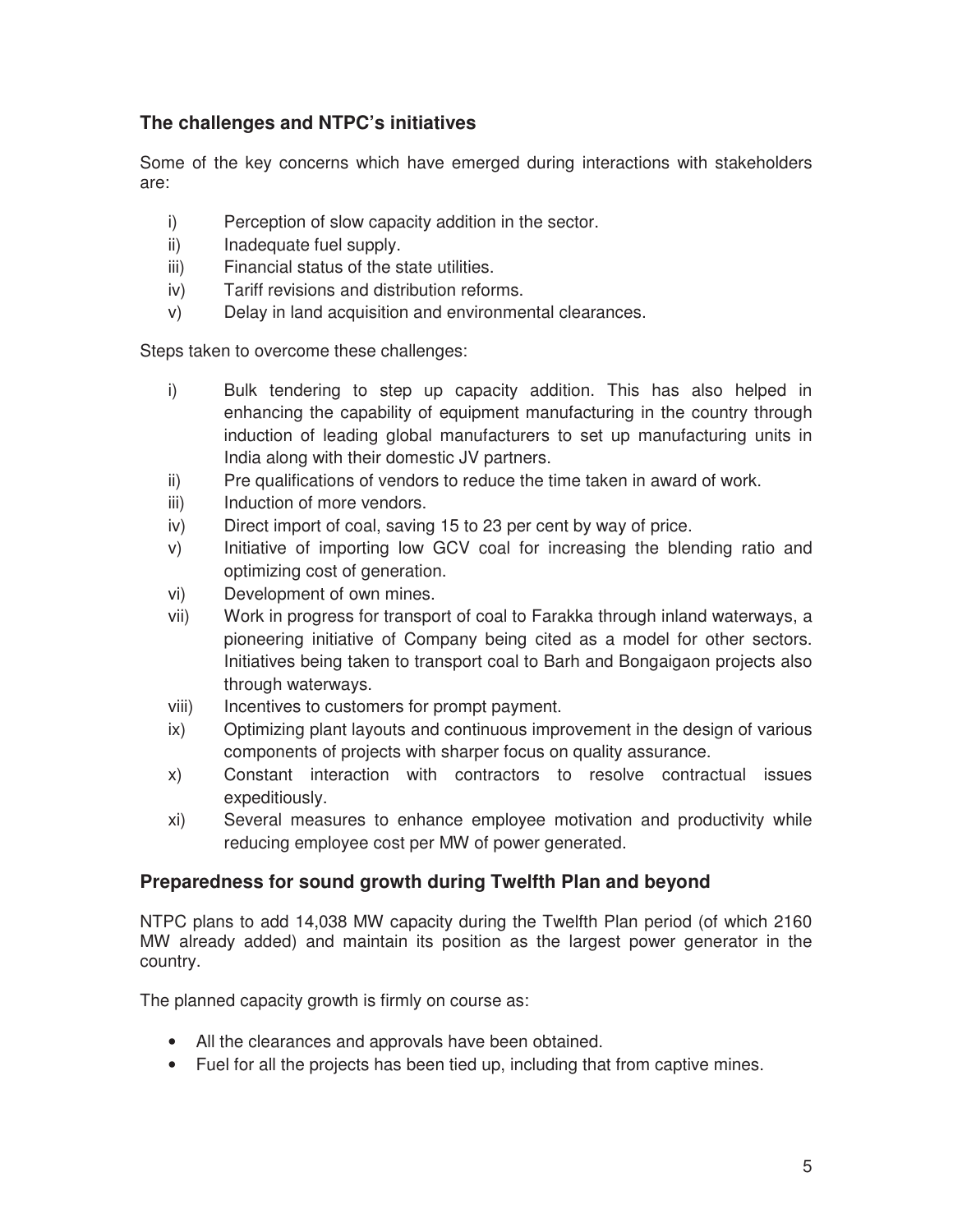## The challenges and NTPC's initiatives

Some of the key concerns which have emerged during interactions with stakeholders are:

i) Perception of slow capacity addition in the sector.
ii) Inadequate fuel supply.
iii) Financial status of the state utilities.
iv) Tariff revisions and distribution reforms.
v) Delay in land acquisition and environmental clearances.

Steps taken to overcome these challenges:

i) Bulk tendering to step up capacity addition. This has also helped in enhancing the capability of equipment manufacturing in the country through induction of leading global manufacturers to set up manufacturing units in India along with their domestic JV partners.
ii) Pre qualifications of vendors to reduce the time taken in award of work.
iii) Induction of more vendors.
iv) Direct import of coal, saving 15 to 23 per cent by way of price.
v) Initiative of importing low GCV coal for increasing the blending ratio and optimizing cost of generation.
vi) Development of own mines.
vii) Work in progress for transport of coal to Farakka through inland waterways, a pioneering initiative of Company being cited as a model for other sectors. Initiatives being taken to transport coal to Barh and Bongaigaon projects also through waterways.
viii) Incentives to customers for prompt payment.
ix) Optimizing plant layouts and continuous improvement in the design of various components of projects with sharper focus on quality assurance.
x) Constant interaction with contractors to resolve contractual issues expeditiously.
xi) Several measures to enhance employee motivation and productivity while reducing employee cost per MW of power generated.

## Preparedness for sound growth during Twelfth Plan and beyond

NTPC plans to add 14,038 MW capacity during the Twelfth Plan period (of which 2160 MW already added) and maintain its position as the largest power generator in the country.

The planned capacity growth is firmly on course as:

- All the clearances and approvals have been obtained.
- Fuel for all the projects has been tied up, including that from captive mines.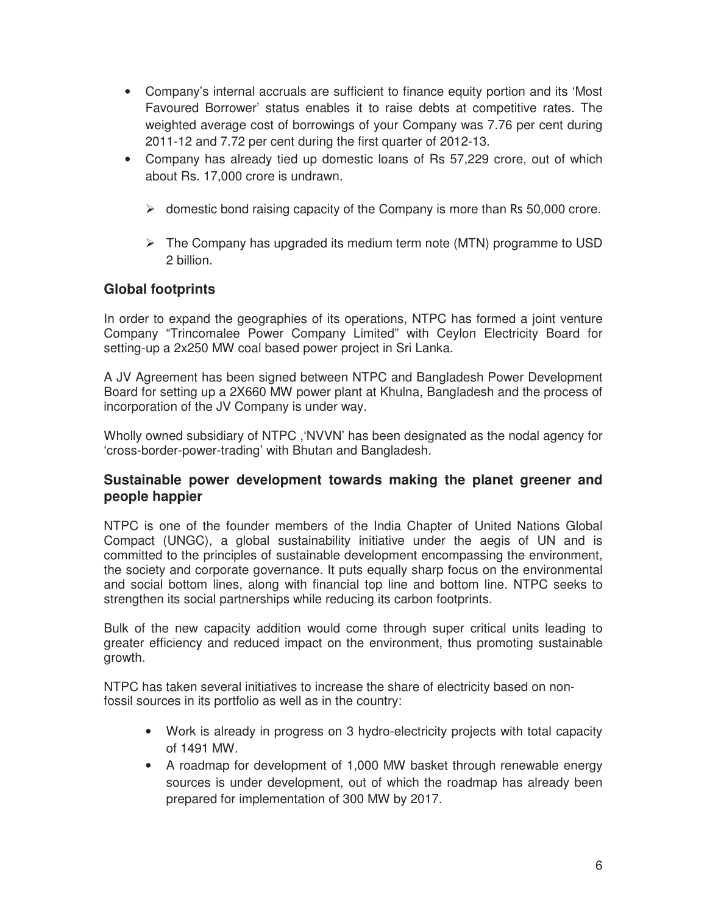- Company's internal accruals are sufficient to finance equity portion and its 'Most Favoured Borrower' status enables it to raise debts at competitive rates. The weighted average cost of borrowings of your Company was 7.76 per cent during 2011-12 and 7.72 per cent during the first quarter of 2012-13.
- Company has already tied up domestic loans of Rs 57,229 crore, out of which about Rs. 17,000 crore is undrawn.
  - domestic bond raising capacity of the Company is more than Rs 50,000 crore.
  - The Company has upgraded its medium term note (MTN) programme to USD 2 billion.

### Global footprints

In order to expand the geographies of its operations, NTPC has formed a joint venture Company "Trincomalee Power Company Limited" with Ceylon Electricity Board for setting-up a 2x250 MW coal based power project in Sri Lanka.

A JV Agreement has been signed between NTPC and Bangladesh Power Development Board for setting up a 2X660 MW power plant at Khulna, Bangladesh and the process of incorporation of the JV Company is under way.

Wholly owned subsidiary of NTPC ,'NVVN' has been designated as the nodal agency for 'cross-border-power-trading' with Bhutan and Bangladesh.

### Sustainable power development towards making the planet greener and people happier

NTPC is one of the founder members of the India Chapter of United Nations Global Compact (UNGC), a global sustainability initiative under the aegis of UN and is committed to the principles of sustainable development encompassing the environment, the society and corporate governance. It puts equally sharp focus on the environmental and social bottom lines, along with financial top line and bottom line. NTPC seeks to strengthen its social partnerships while reducing its carbon footprints.

Bulk of the new capacity addition would come through super critical units leading to greater efficiency and reduced impact on the environment, thus promoting sustainable growth.

NTPC has taken several initiatives to increase the share of electricity based on non-fossil sources in its portfolio as well as in the country:

- Work is already in progress on 3 hydro-electricity projects with total capacity of 1491 MW.
- A roadmap for development of 1,000 MW basket through renewable energy sources is under development, out of which the roadmap has already been prepared for implementation of 300 MW by 2017.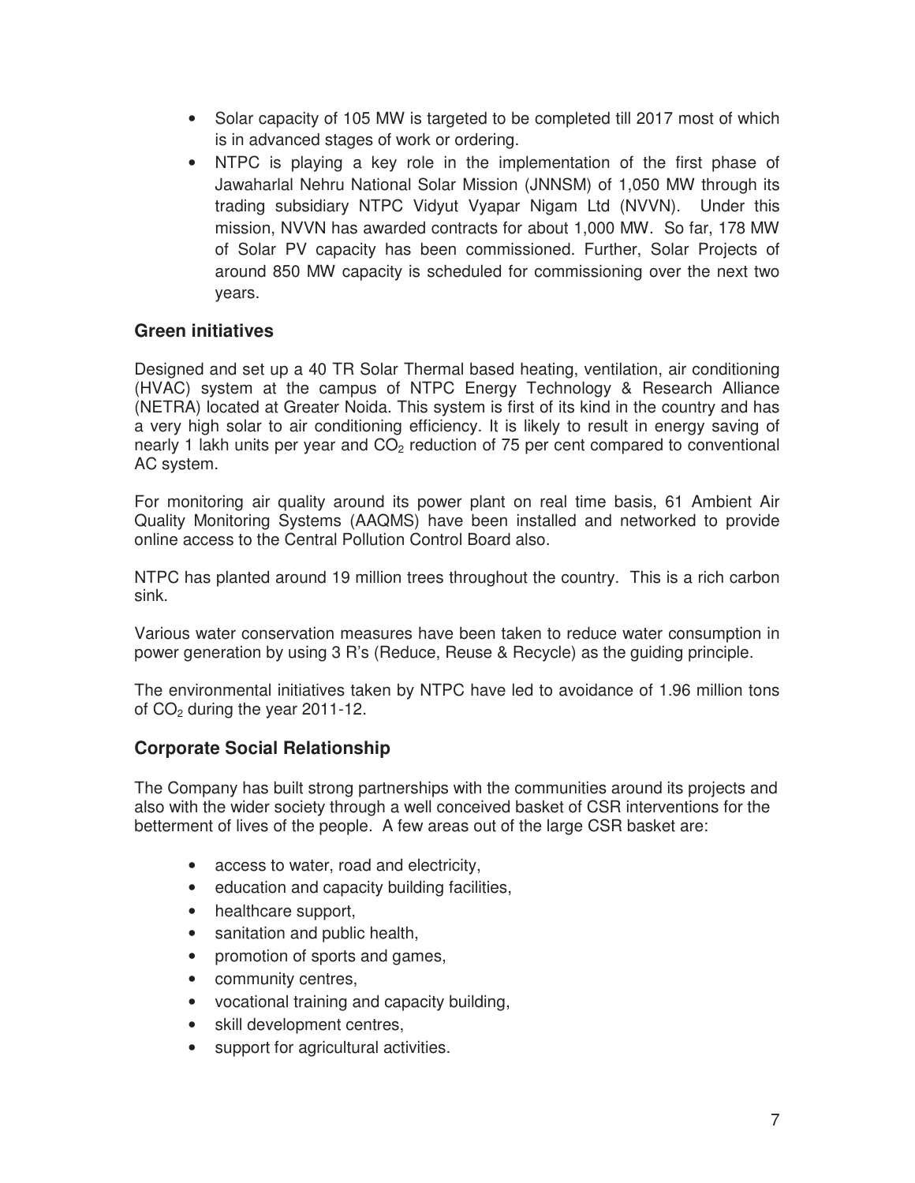- Solar capacity of 105 MW is targeted to be completed till 2017 most of which is in advanced stages of work or ordering.
- NTPC is playing a key role in the implementation of the first phase of Jawaharlal Nehru National Solar Mission (JNNSM) of 1,050 MW through its trading subsidiary NTPC Vidyut Vyapar Nigam Ltd (NVVN). Under this mission, NVVN has awarded contracts for about 1,000 MW. So far, 178 MW of Solar PV capacity has been commissioned. Further, Solar Projects of around 850 MW capacity is scheduled for commissioning over the next two years.

## Green initiatives

Designed and set up a 40 TR Solar Thermal based heating, ventilation, air conditioning (HVAC) system at the campus of NTPC Energy Technology & Research Alliance (NETRA) located at Greater Noida. This system is first of its kind in the country and has a very high solar to air conditioning efficiency. It is likely to result in energy saving of nearly 1 lakh units per year and $CO_2$ reduction of 75 per cent compared to conventional AC system.

For monitoring air quality around its power plant on real time basis, 61 Ambient Air Quality Monitoring Systems (AAQMS) have been installed and networked to provide online access to the Central Pollution Control Board also.

NTPC has planted around 19 million trees throughout the country. This is a rich carbon sink.

Various water conservation measures have been taken to reduce water consumption in power generation by using 3 R's (Reduce, Reuse & Recycle) as the guiding principle.

The environmental initiatives taken by NTPC have led to avoidance of 1.96 million tons of $CO_2$ during the year 2011-12.

## Corporate Social Relationship

The Company has built strong partnerships with the communities around its projects and also with the wider society through a well conceived basket of CSR interventions for the betterment of lives of the people. A few areas out of the large CSR basket are:

- access to water, road and electricity,
- education and capacity building facilities,
- healthcare support,
- sanitation and public health,
- promotion of sports and games,
- community centres,
- vocational training and capacity building,
- skill development centres,
- support for agricultural activities.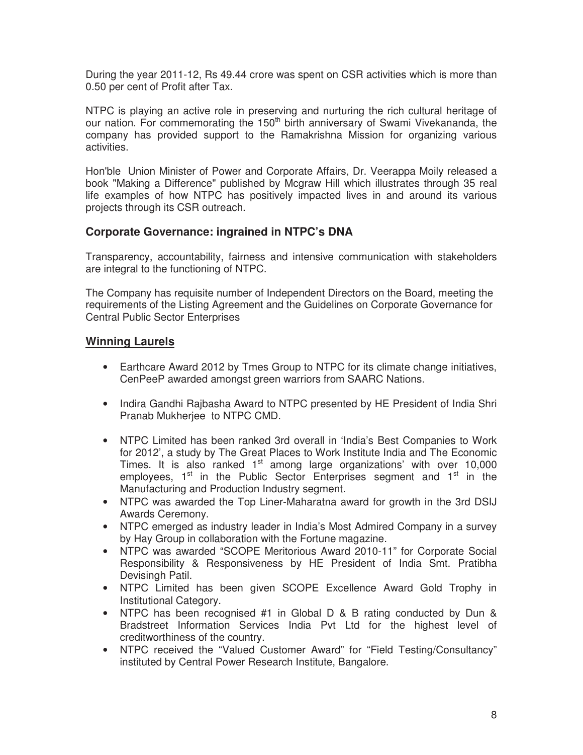During the year 2011-12, Rs 49.44 crore was spent on CSR activities which is more than 0.50 per cent of Profit after Tax.

NTPC is playing an active role in preserving and nurturing the rich cultural heritage of our nation. For commemorating the 150th birth anniversary of Swami Vivekananda, the company has provided support to the Ramakrishna Mission for organizing various activities.

Hon'ble Union Minister of Power and Corporate Affairs, Dr. Veerappa Moily released a book "Making a Difference" published by Mcgraw Hill which illustrates through 35 real life examples of how NTPC has positively impacted lives in and around its various projects through its CSR outreach.

## Corporate Governance: ingrained in NTPC's DNA

Transparency, accountability, fairness and intensive communication with stakeholders are integral to the functioning of NTPC.

The Company has requisite number of Independent Directors on the Board, meeting the requirements of the Listing Agreement and the Guidelines on Corporate Governance for Central Public Sector Enterprises

## Winning Laurels

- Earthcare Award 2012 by Tmes Group to NTPC for its climate change initiatives, CenPeeP awarded amongst green warriors from SAARC Nations.

- Indira Gandhi Rajbasha Award to NTPC presented by HE President of India Shri Pranab Mukherjee to NTPC CMD.

- NTPC Limited has been ranked 3rd overall in 'India's Best Companies to Work for 2012', a study by The Great Places to Work Institute India and The Economic Times. It is also ranked 1st among large organizations' with over 10,000 employees, 1st in the Public Sector Enterprises segment and 1st in the Manufacturing and Production Industry segment.
- NTPC was awarded the Top Liner-Maharatna award for growth in the 3rd DSIJ Awards Ceremony.
- NTPC emerged as industry leader in India's Most Admired Company in a survey by Hay Group in collaboration with the Fortune magazine.
- NTPC was awarded "SCOPE Meritorious Award 2010-11" for Corporate Social Responsibility & Responsiveness by HE President of India Smt. Pratibha Devisingh Patil.
- NTPC Limited has been given SCOPE Excellence Award Gold Trophy in Institutional Category.
- NTPC has been recognised #1 in Global D & B rating conducted by Dun & Bradstreet Information Services India Pvt Ltd for the highest level of creditworthiness of the country.
- NTPC received the "Valued Customer Award" for "Field Testing/Consultancy" instituted by Central Power Research Institute, Bangalore.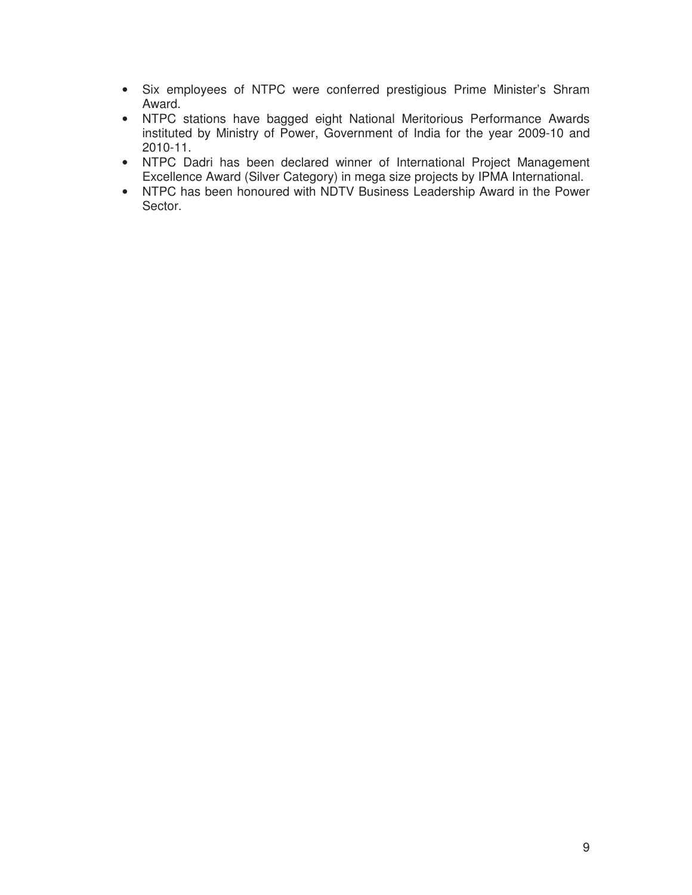- Six employees of NTPC were conferred prestigious Prime Minister's Shram Award.
- NTPC stations have bagged eight National Meritorious Performance Awards instituted by Ministry of Power, Government of India for the year 2009-10 and 2010-11.
- NTPC Dadri has been declared winner of International Project Management Excellence Award (Silver Category) in mega size projects by IPMA International.
- NTPC has been honoured with NDTV Business Leadership Award in the Power Sector.